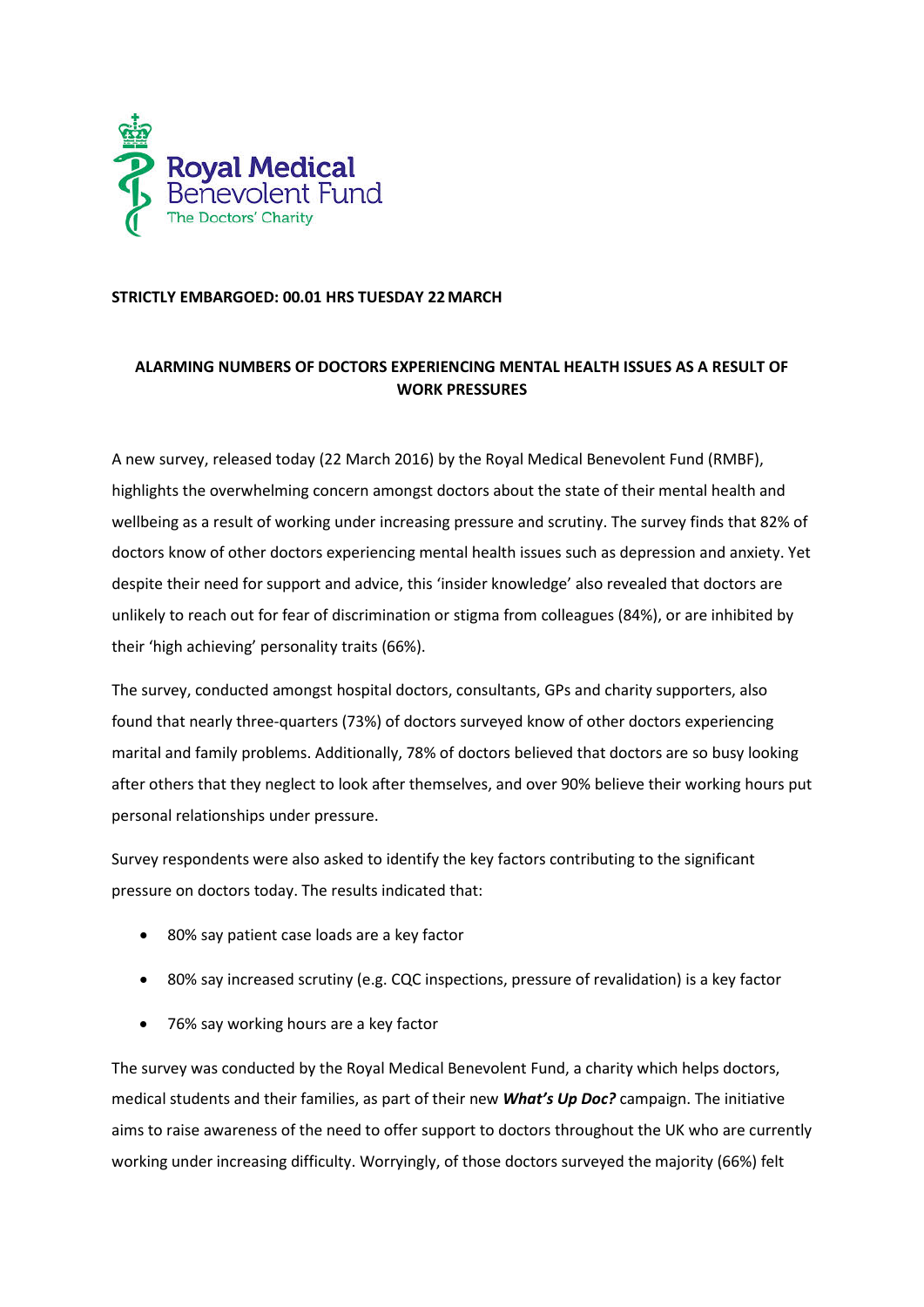Royal Medical
Benevolent Fund
The Doctors' Charity

**STRICTLY EMBARGOED: 00.01 HRS TUESDAY 22 MARCH**

# ALARMING NUMBERS OF DOCTORS EXPERIENCING MENTAL HEALTH ISSUES AS A RESULT OF WORK PRESSURES

A new survey, released today (22 March 2016) by the Royal Medical Benevolent Fund (RMBF), highlights the overwhelming concern amongst doctors about the state of their mental health and wellbeing as a result of working under increasing pressure and scrutiny. The survey finds that 82% of doctors know of other doctors experiencing mental health issues such as depression and anxiety. Yet despite their need for support and advice, this 'insider knowledge' also revealed that doctors are unlikely to reach out for fear of discrimination or stigma from colleagues (84%), or are inhibited by their 'high achieving' personality traits (66%).

The survey, conducted amongst hospital doctors, consultants, GPs and charity supporters, also found that nearly three-quarters (73%) of doctors surveyed know of other doctors experiencing marital and family problems. Additionally, 78% of doctors believed that doctors are so busy looking after others that they neglect to look after themselves, and over 90% believe their working hours put personal relationships under pressure.

Survey respondents were also asked to identify the key factors contributing to the significant pressure on doctors today. The results indicated that:

- 80% say patient case loads are a key factor
- 80% say increased scrutiny (e.g. CQC inspections, pressure of revalidation) is a key factor
- 76% say working hours are a key factor

The survey was conducted by the Royal Medical Benevolent Fund, a charity which helps doctors, medical students and their families, as part of their new ***What's Up Doc?*** campaign. The initiative aims to raise awareness of the need to offer support to doctors throughout the UK who are currently working under increasing difficulty. Worryingly, of those doctors surveyed the majority (66%) felt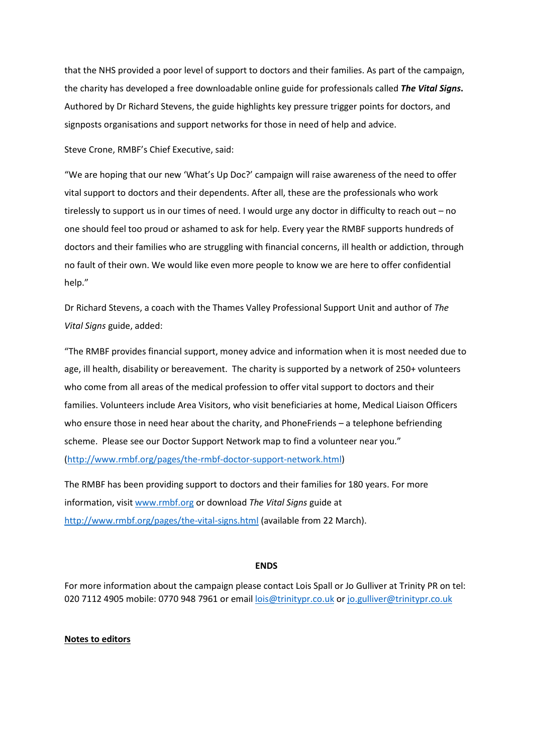that the NHS provided a poor level of support to doctors and their families. As part of the campaign, the charity has developed a free downloadable online guide for professionals called ***The Vital Signs.*** Authored by Dr Richard Stevens, the guide highlights key pressure trigger points for doctors, and signposts organisations and support networks for those in need of help and advice.

Steve Crone, RMBF's Chief Executive, said:

"We are hoping that our new 'What's Up Doc?' campaign will raise awareness of the need to offer vital support to doctors and their dependents. After all, these are the professionals who work tirelessly to support us in our times of need. I would urge any doctor in difficulty to reach out – no one should feel too proud or ashamed to ask for help. Every year the RMBF supports hundreds of doctors and their families who are struggling with financial concerns, ill health or addiction, through no fault of their own. We would like even more people to know we are here to offer confidential help."

Dr Richard Stevens, a coach with the Thames Valley Professional Support Unit and author of *The Vital Signs* guide, added:

"The RMBF provides financial support, money advice and information when it is most needed due to age, ill health, disability or bereavement. The charity is supported by a network of 250+ volunteers who come from all areas of the medical profession to offer vital support to doctors and their families. Volunteers include Area Visitors, who visit beneficiaries at home, Medical Liaison Officers who ensure those in need hear about the charity, and PhoneFriends – a telephone befriending scheme. Please see our Doctor Support Network map to find a volunteer near you." (http://www.rmbf.org/pages/the-rmbf-doctor-support-network.html)

The RMBF has been providing support to doctors and their families for 180 years. For more information, visit www.rmbf.org or download *The Vital Signs* guide at http://www.rmbf.org/pages/the-vital-signs.html (available from 22 March).

**ENDS**

For more information about the campaign please contact Lois Spall or Jo Gulliver at Trinity PR on tel: 020 7112 4905 mobile: 0770 948 7961 or email lois@trinitypr.co.uk or jo.gulliver@trinitypr.co.uk

**Notes to editors**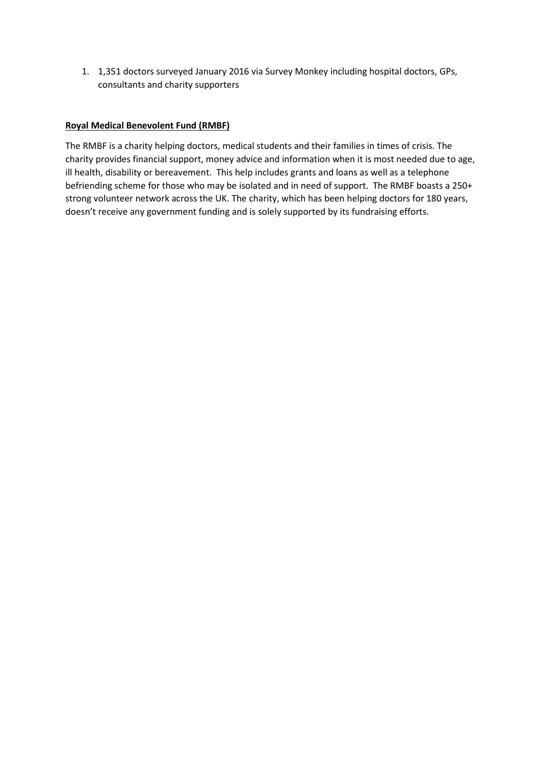1. 1,351 doctors surveyed January 2016 via Survey Monkey including hospital doctors, GPs, consultants and charity supporters

**Royal Medical Benevolent Fund (RMBF)**

The RMBF is a charity helping doctors, medical students and their families in times of crisis. The charity provides financial support, money advice and information when it is most needed due to age, ill health, disability or bereavement. This help includes grants and loans as well as a telephone befriending scheme for those who may be isolated and in need of support. The RMBF boasts a 250+ strong volunteer network across the UK. The charity, which has been helping doctors for 180 years, doesn't receive any government funding and is solely supported by its fundraising efforts.